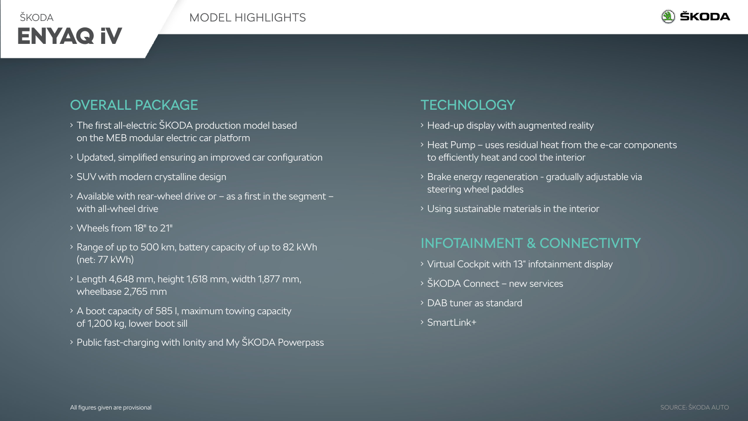ŠKODA

# ENYAQ iV

MODEL HIGHLIGHTS

## OVERALL PACKAGE

- The first all-electric ŠKODA production model based on the MEB modular electric car platform
- Updated, simplified ensuring an improved car configuration
- SUV with modern crystalline design
- Available with rear-wheel drive or – as a first in the segment – with all-wheel drive
- Wheels from 18" to 21"
- Range of up to 500 km, battery capacity of up to 82 kWh (net: 77 kWh)
- Length 4,648 mm, height 1,618 mm, width 1,877 mm, wheelbase 2,765 mm
- A boot capacity of 585 l, maximum towing capacity of 1,200 kg, lower boot sill
- Public fast-charging with Ionity and My ŠKODA Powerpass

## TECHNOLOGY

- Head-up display with augmented reality
- Heat Pump – uses residual heat from the e-car components to efficiently heat and cool the interior
- Brake energy regeneration - gradually adjustable via steering wheel paddles
- Using sustainable materials in the interior

## INFOTAINMENT & CONNECTIVITY

- Virtual Cockpit with 13" infotainment display
- ŠKODA Connect – new services
- DAB tuner as standard
- SmartLink+

All figures given are provisional

SOURCE: ŠKODA AUTO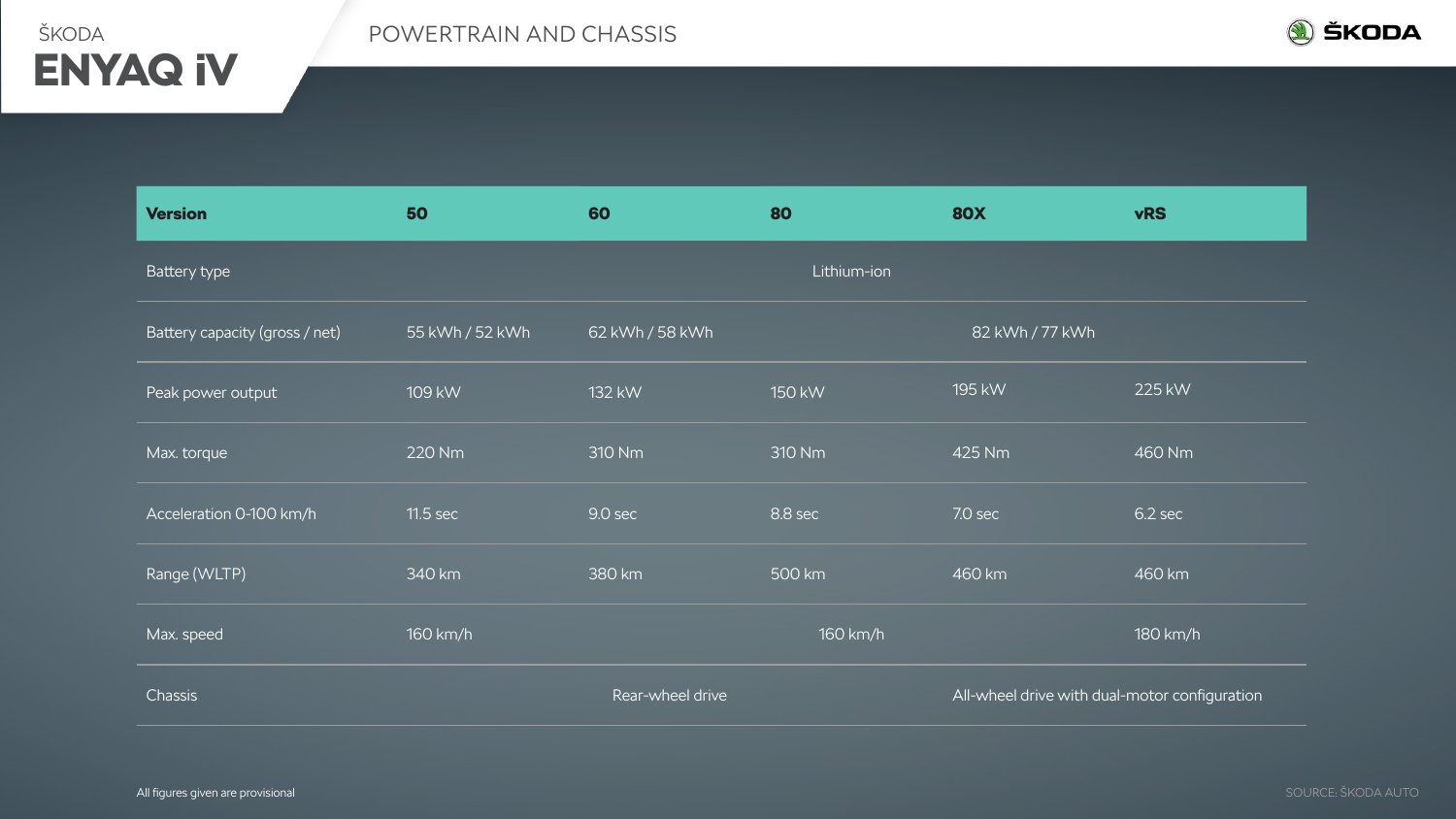# ŠKODA ENYAQ iV

## POWERTRAIN AND CHASSIS

| Version | 50 | 60 | 80 | 80X | vRS |
|---|---|---|---|---|---|
| Battery type | Lithium-ion | | | | |
| Battery capacity (gross / net) | 55 kWh / 52 kWh | 62 kWh / 58 kWh | 82 kWh / 77 kWh | | |
| Peak power output | 109 kW | 132 kW | 150 kW | 195 kW | 225 kW |
| Max. torque | 220 Nm | 310 Nm | 310 Nm | 425 Nm | 460 Nm |
| Acceleration 0-100 km/h | 11.5 sec | 9.0 sec | 8.8 sec | 7.0 sec | 6.2 sec |
| Range (WLTP) | 340 km | 380 km | 500 km | 460 km | 460 km |
| Max. speed | 160 km/h | 160 km/h | | | 180 km/h |
| Chassis | Rear-wheel drive | | | All-wheel drive with dual-motor configuration | |

All figures given are provisional

SOURCE: ŠKODA AUTO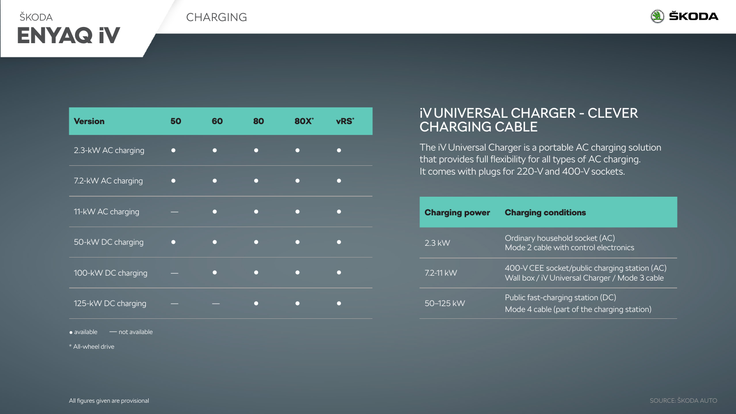ŠKODA
# ENYAQ iV

## CHARGING

| Version | 50 | 60 | 80 | 80X* | vRS* |
|---|---|---|---|---|---|
| 2.3-kW AC charging | ● | ● | ● | ● | ● |
| 7.2-kW AC charging | ● | ● | ● | ● | ● |
| 11-kW AC charging | — | ● | ● | ● | ● |
| 50-kW DC charging | ● | ● | ● | ● | ● |
| 100-kW DC charging | — | ● | ● | ● | ● |
| 125-kW DC charging | — | — | ● | ● | ● |

● available — not available

* All-wheel drive

## iV UNIVERSAL CHARGER - CLEVER CHARGING CABLE

The iV Universal Charger is a portable AC charging solution that provides full flexibility for all types of AC charging. It comes with plugs for 220-V and 400-V sockets.

| Charging power | Charging conditions |
|---|---|
| 2.3 kW | Ordinary household socket (AC)<br>Mode 2 cable with control electronics |
| 7.2-11 kW | 400-V CEE socket/public charging station (AC)<br>Wall box / iV Universal Charger / Mode 3 cable |
| 50–125 kW | Public fast-charging station (DC)<br>Mode 4 cable (part of the charging station) |

All figures given are provisional

SOURCE: ŠKODA AUTO